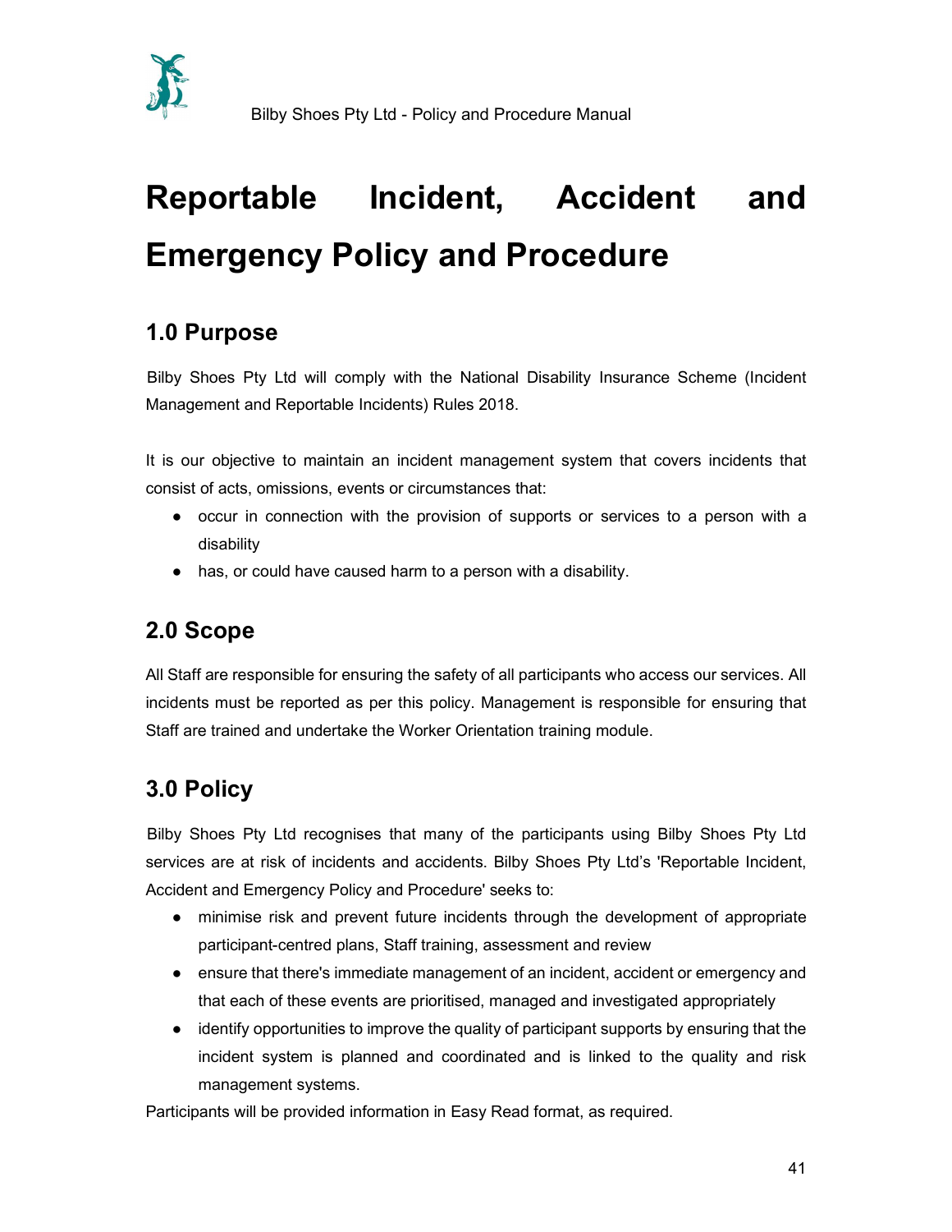# Reportable Incident, Accident and Emergency Policy and Procedure

## 1.0 Purpose

Bilby Shoes Pty Ltd will comply with the National Disability Insurance Scheme (Incident Management and Reportable Incidents) Rules 2018.

It is our objective to maintain an incident management system that covers incidents that consist of acts, omissions, events or circumstances that:

- occur in connection with the provision of supports or services to a person with a disability
- has, or could have caused harm to a person with a disability.

## 2.0 Scope

All Staff are responsible for ensuring the safety of all participants who access our services. All incidents must be reported as per this policy. Management is responsible for ensuring that Staff are trained and undertake the Worker Orientation training module.

## 3.0 Policy

Bilby Shoes Pty Ltd recognises that many of the participants using Bilby Shoes Pty Ltd services are at risk of incidents and accidents. Bilby Shoes Pty Ltd's 'Reportable Incident, Accident and Emergency Policy and Procedure' seeks to:

- minimise risk and prevent future incidents through the development of appropriate participant-centred plans, Staff training, assessment and review
- ensure that there's immediate management of an incident, accident or emergency and that each of these events are prioritised, managed and investigated appropriately
- identify opportunities to improve the quality of participant supports by ensuring that the incident system is planned and coordinated and is linked to the quality and risk management systems.

Participants will be provided information in Easy Read format, as required.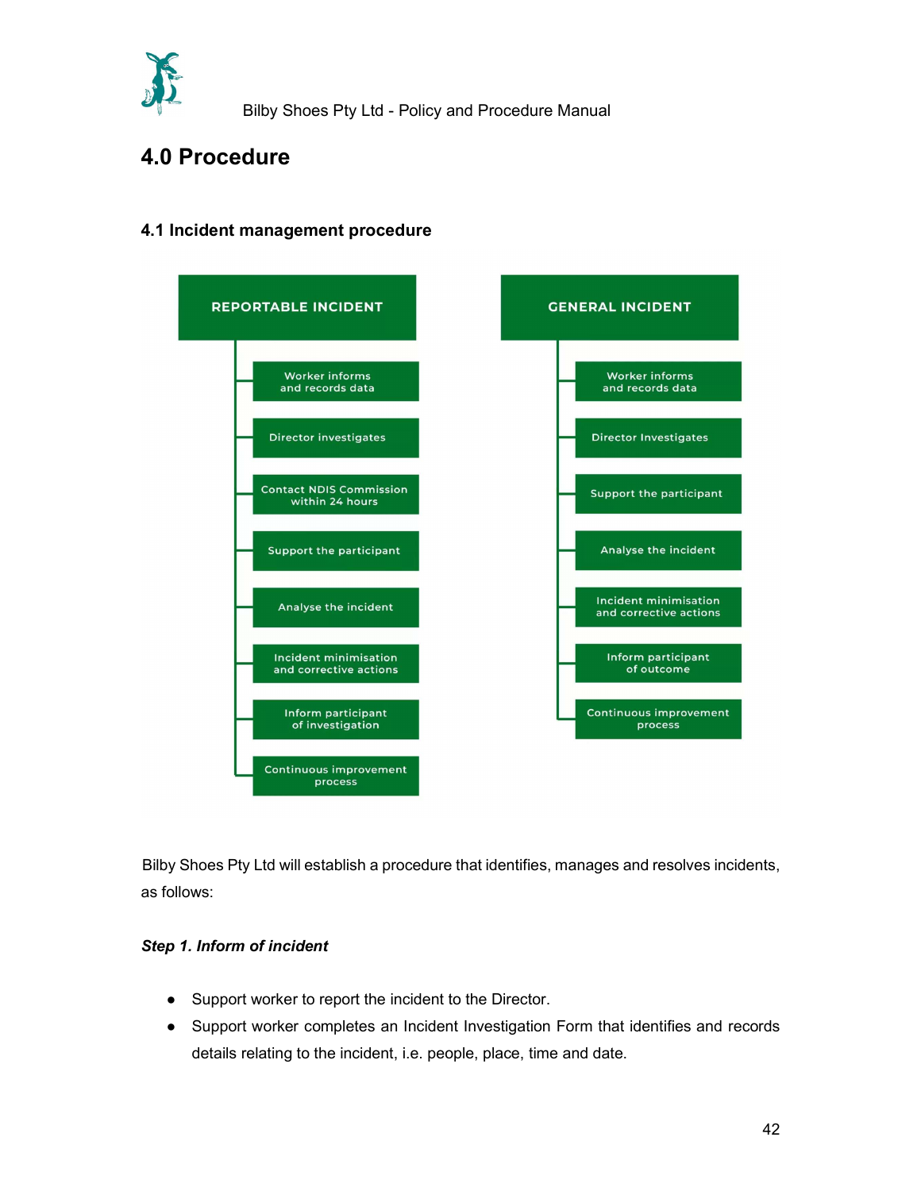## 4.0 Procedure

### 4.1 Incident management procedure

**REPORTABLE INCIDENT**

- Worker informs and records data
- Director investigates
- Contact NDIS Commission within 24 hours
- Support the participant
- Analyse the incident
- Incident minimisation and corrective actions
- Inform participant of investigation
- Continuous improvement process

**GENERAL INCIDENT**

- Worker informs and records data
- Director Investigates
- Support the participant
- Analyse the incident
- Incident minimisation and corrective actions
- Inform participant of outcome
- Continuous improvement process

Bilby Shoes Pty Ltd will establish a procedure that identifies, manages and resolves incidents, as follows:

***Step 1. Inform of incident***

- Support worker to report the incident to the Director.
- Support worker completes an Incident Investigation Form that identifies and records details relating to the incident, i.e. people, place, time and date.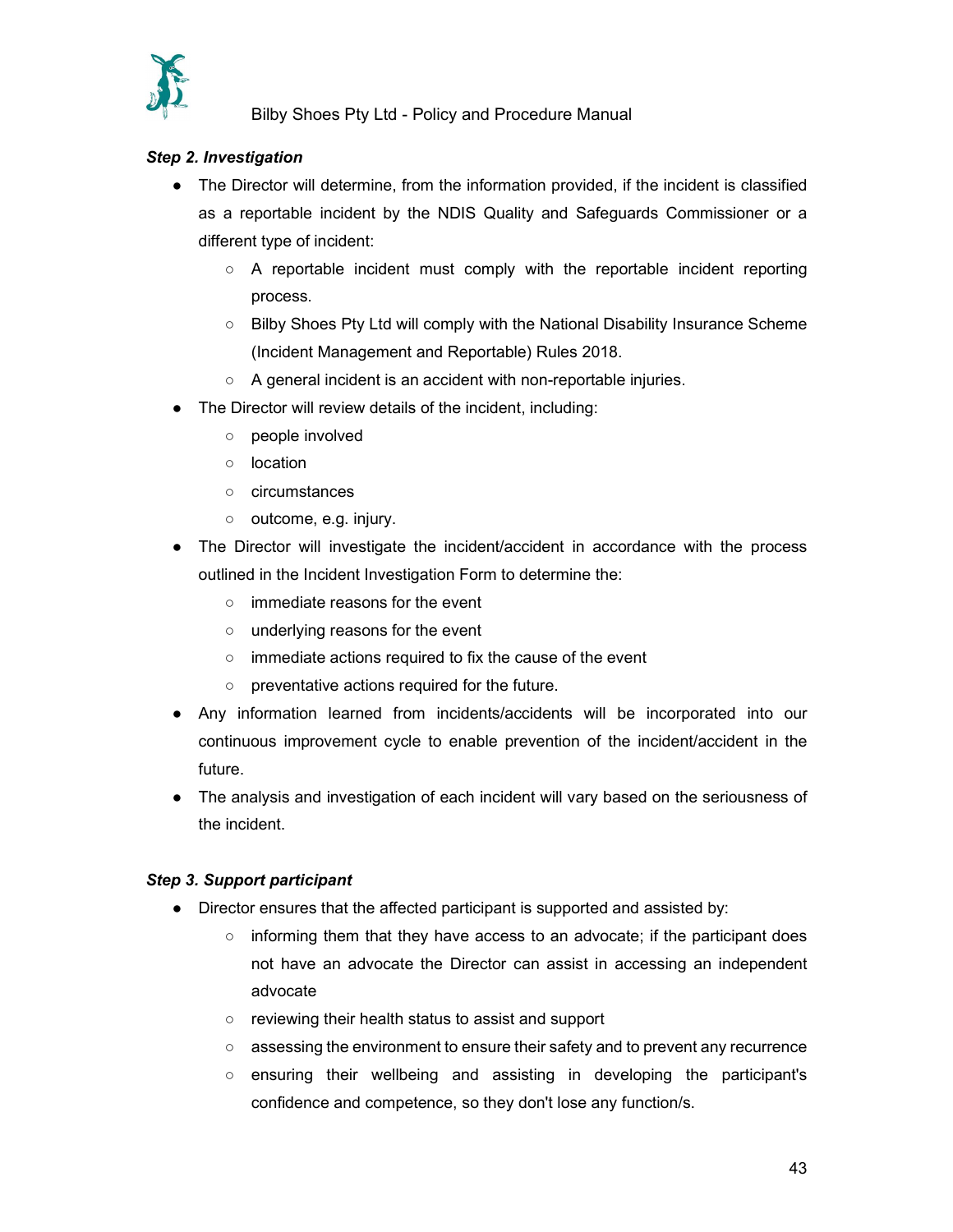***Step 2. Investigation***

- The Director will determine, from the information provided, if the incident is classified as a reportable incident by the NDIS Quality and Safeguards Commissioner or a different type of incident:
  - A reportable incident must comply with the reportable incident reporting process.
  - Bilby Shoes Pty Ltd will comply with the National Disability Insurance Scheme (Incident Management and Reportable) Rules 2018.
  - A general incident is an accident with non-reportable injuries.
- The Director will review details of the incident, including:
  - people involved
  - location
  - circumstances
  - outcome, e.g. injury.
- The Director will investigate the incident/accident in accordance with the process outlined in the Incident Investigation Form to determine the:
  - immediate reasons for the event
  - underlying reasons for the event
  - immediate actions required to fix the cause of the event
  - preventative actions required for the future.
- Any information learned from incidents/accidents will be incorporated into our continuous improvement cycle to enable prevention of the incident/accident in the future.
- The analysis and investigation of each incident will vary based on the seriousness of the incident.

***Step 3. Support participant***

- Director ensures that the affected participant is supported and assisted by:
  - informing them that they have access to an advocate; if the participant does not have an advocate the Director can assist in accessing an independent advocate
  - reviewing their health status to assist and support
  - assessing the environment to ensure their safety and to prevent any recurrence
  - ensuring their wellbeing and assisting in developing the participant's confidence and competence, so they don't lose any function/s.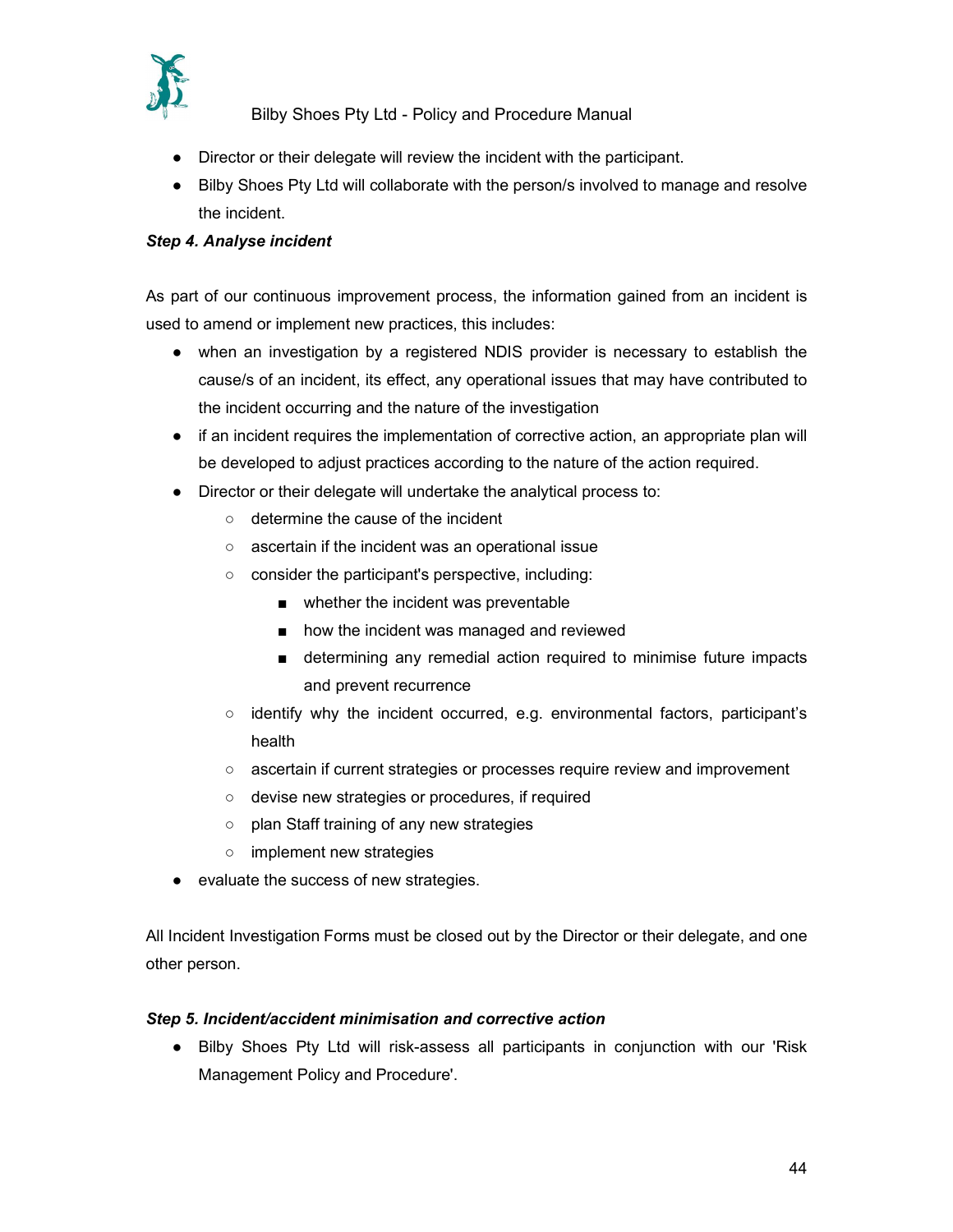- Director or their delegate will review the incident with the participant.
- Bilby Shoes Pty Ltd will collaborate with the person/s involved to manage and resolve the incident.

***Step 4. Analyse incident***

As part of our continuous improvement process, the information gained from an incident is used to amend or implement new practices, this includes:

- when an investigation by a registered NDIS provider is necessary to establish the cause/s of an incident, its effect, any operational issues that may have contributed to the incident occurring and the nature of the investigation
- if an incident requires the implementation of corrective action, an appropriate plan will be developed to adjust practices according to the nature of the action required.
- Director or their delegate will undertake the analytical process to:
  - determine the cause of the incident
  - ascertain if the incident was an operational issue
  - consider the participant's perspective, including:
    - whether the incident was preventable
    - how the incident was managed and reviewed
    - determining any remedial action required to minimise future impacts and prevent recurrence
  - identify why the incident occurred, e.g. environmental factors, participant's health
  - ascertain if current strategies or processes require review and improvement
  - devise new strategies or procedures, if required
  - plan Staff training of any new strategies
  - implement new strategies
- evaluate the success of new strategies.

All Incident Investigation Forms must be closed out by the Director or their delegate, and one other person.

***Step 5. Incident/accident minimisation and corrective action***

- Bilby Shoes Pty Ltd will risk-assess all participants in conjunction with our 'Risk Management Policy and Procedure'.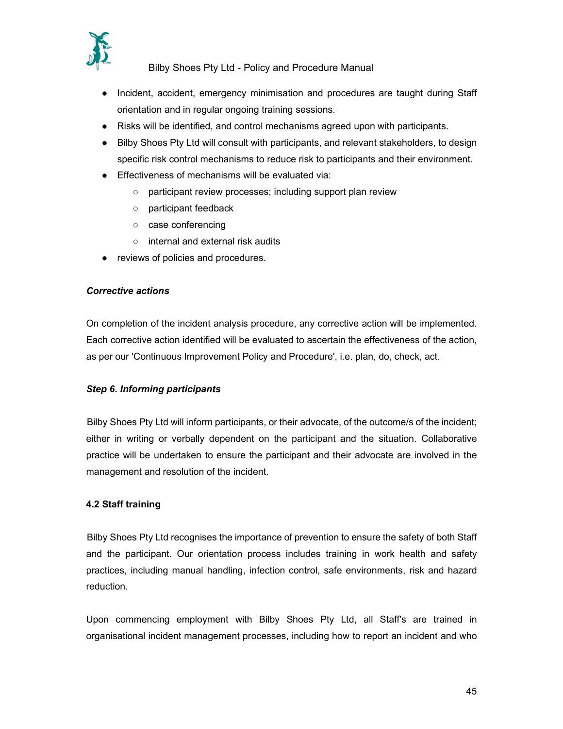- Incident, accident, emergency minimisation and procedures are taught during Staff orientation and in regular ongoing training sessions.
- Risks will be identified, and control mechanisms agreed upon with participants.
- Bilby Shoes Pty Ltd will consult with participants, and relevant stakeholders, to design specific risk control mechanisms to reduce risk to participants and their environment.
- Effectiveness of mechanisms will be evaluated via:
  - participant review processes; including support plan review
  - participant feedback
  - case conferencing
  - internal and external risk audits
- reviews of policies and procedures.

***Corrective actions***

On completion of the incident analysis procedure, any corrective action will be implemented. Each corrective action identified will be evaluated to ascertain the effectiveness of the action, as per our 'Continuous Improvement Policy and Procedure', i.e. plan, do, check, act.

***Step 6. Informing participants***

Bilby Shoes Pty Ltd will inform participants, or their advocate, of the outcome/s of the incident; either in writing or verbally dependent on the participant and the situation. Collaborative practice will be undertaken to ensure the participant and their advocate are involved in the management and resolution of the incident.

**4.2 Staff training**

Bilby Shoes Pty Ltd recognises the importance of prevention to ensure the safety of both Staff and the participant. Our orientation process includes training in work health and safety practices, including manual handling, infection control, safe environments, risk and hazard reduction.

Upon commencing employment with Bilby Shoes Pty Ltd, all Staff's are trained in organisational incident management processes, including how to report an incident and who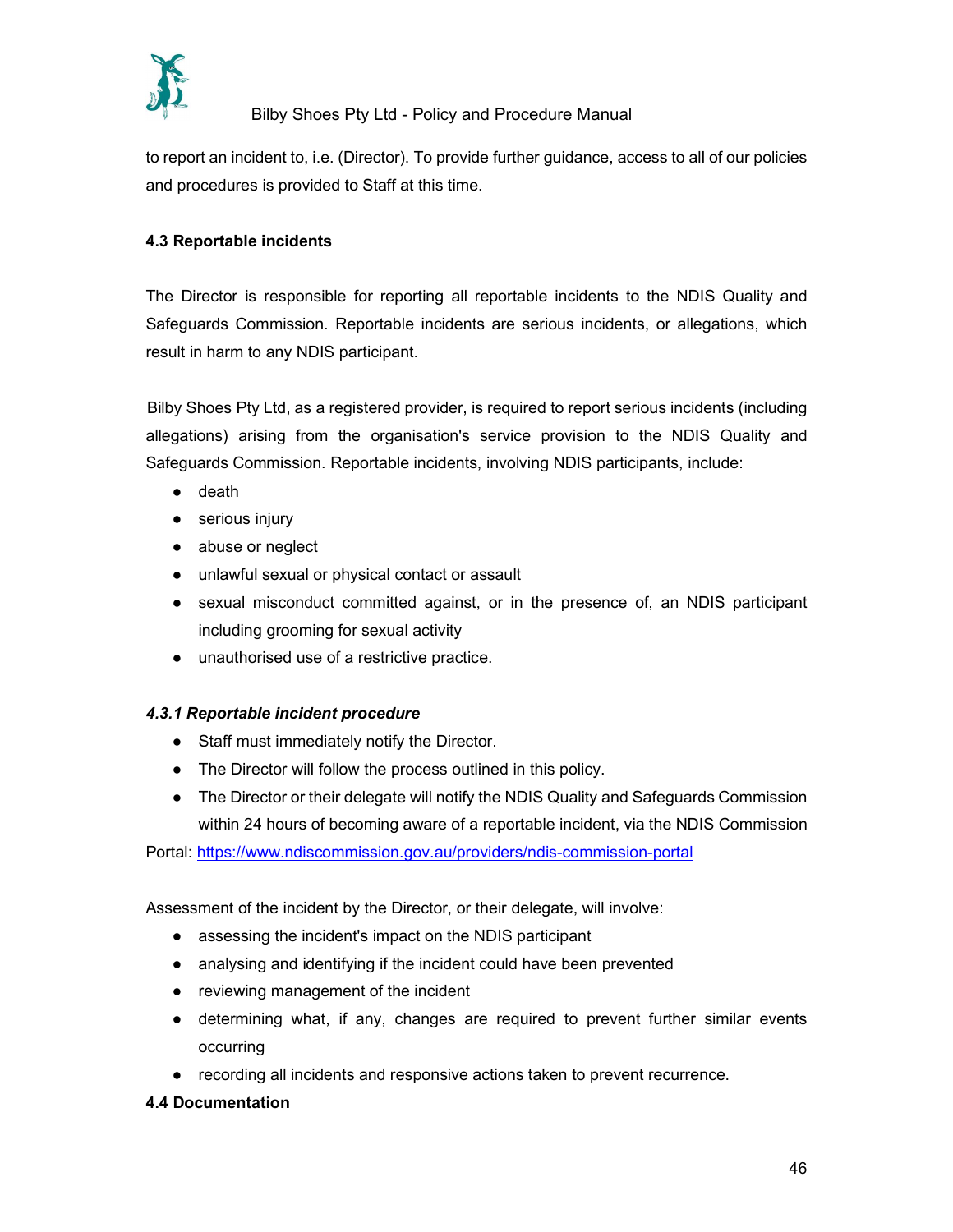to report an incident to, i.e. (Director). To provide further guidance, access to all of our policies and procedures is provided to Staff at this time.

### 4.3 Reportable incidents

The Director is responsible for reporting all reportable incidents to the NDIS Quality and Safeguards Commission. Reportable incidents are serious incidents, or allegations, which result in harm to any NDIS participant.

Bilby Shoes Pty Ltd, as a registered provider, is required to report serious incidents (including allegations) arising from the organisation's service provision to the NDIS Quality and Safeguards Commission. Reportable incidents, involving NDIS participants, include:

- death
- serious injury
- abuse or neglect
- unlawful sexual or physical contact or assault
- sexual misconduct committed against, or in the presence of, an NDIS participant including grooming for sexual activity
- unauthorised use of a restrictive practice.

#### *4.3.1 Reportable incident procedure*

- Staff must immediately notify the Director.
- The Director will follow the process outlined in this policy.
- The Director or their delegate will notify the NDIS Quality and Safeguards Commission within 24 hours of becoming aware of a reportable incident, via the NDIS Commission

Portal: https://www.ndiscommission.gov.au/providers/ndis-commission-portal

Assessment of the incident by the Director, or their delegate, will involve:

- assessing the incident's impact on the NDIS participant
- analysing and identifying if the incident could have been prevented
- reviewing management of the incident
- determining what, if any, changes are required to prevent further similar events occurring
- recording all incidents and responsive actions taken to prevent recurrence.

### 4.4 Documentation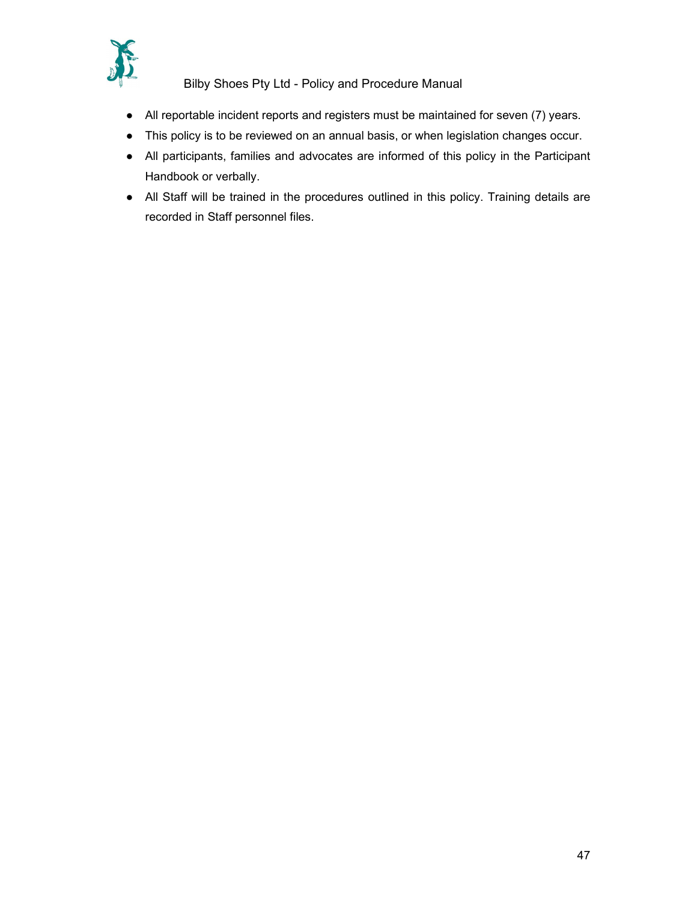- All reportable incident reports and registers must be maintained for seven (7) years.
- This policy is to be reviewed on an annual basis, or when legislation changes occur.
- All participants, families and advocates are informed of this policy in the Participant Handbook or verbally.
- All Staff will be trained in the procedures outlined in this policy. Training details are recorded in Staff personnel files.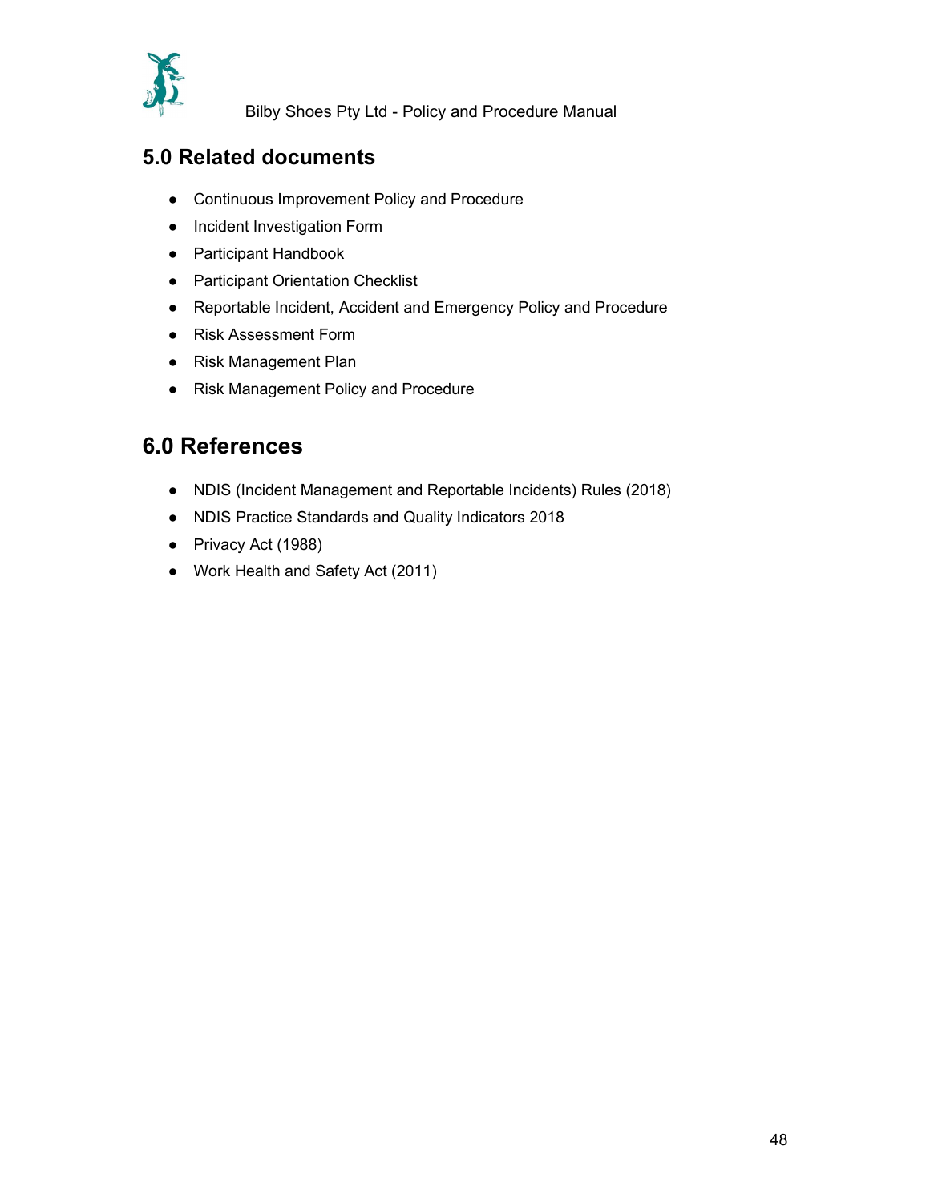## 5.0 Related documents

- Continuous Improvement Policy and Procedure
- Incident Investigation Form
- Participant Handbook
- Participant Orientation Checklist
- Reportable Incident, Accident and Emergency Policy and Procedure
- Risk Assessment Form
- Risk Management Plan
- Risk Management Policy and Procedure

## 6.0 References

- NDIS (Incident Management and Reportable Incidents) Rules (2018)
- NDIS Practice Standards and Quality Indicators 2018
- Privacy Act (1988)
- Work Health and Safety Act (2011)